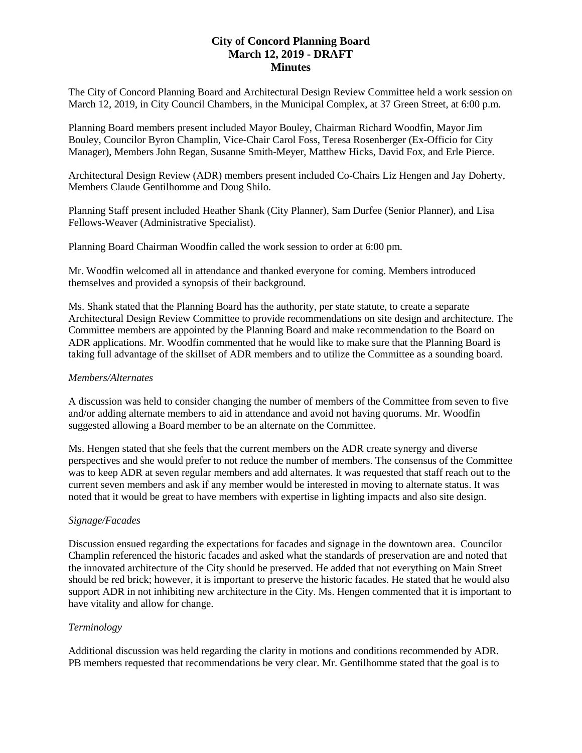# City of Concord Planning Board
## March 12, 2019 - DRAFT
## Minutes

The City of Concord Planning Board and Architectural Design Review Committee held a work session on March 12, 2019, in City Council Chambers, in the Municipal Complex, at 37 Green Street, at 6:00 p.m.

Planning Board members present included Mayor Bouley, Chairman Richard Woodfin, Mayor Jim Bouley, Councilor Byron Champlin, Vice-Chair Carol Foss, Teresa Rosenberger (Ex-Officio for City Manager), Members John Regan, Susanne Smith-Meyer, Matthew Hicks, David Fox, and Erle Pierce.

Architectural Design Review (ADR) members present included Co-Chairs Liz Hengen and Jay Doherty, Members Claude Gentilhomme and Doug Shilo.

Planning Staff present included Heather Shank (City Planner), Sam Durfee (Senior Planner), and Lisa Fellows-Weaver (Administrative Specialist).

Planning Board Chairman Woodfin called the work session to order at 6:00 pm.

Mr. Woodfin welcomed all in attendance and thanked everyone for coming. Members introduced themselves and provided a synopsis of their background.

Ms. Shank stated that the Planning Board has the authority, per state statute, to create a separate Architectural Design Review Committee to provide recommendations on site design and architecture. The Committee members are appointed by the Planning Board and make recommendation to the Board on ADR applications. Mr. Woodfin commented that he would like to make sure that the Planning Board is taking full advantage of the skillset of ADR members and to utilize the Committee as a sounding board.

*Members/Alternates*

A discussion was held to consider changing the number of members of the Committee from seven to five and/or adding alternate members to aid in attendance and avoid not having quorums. Mr. Woodfin suggested allowing a Board member to be an alternate on the Committee.

Ms. Hengen stated that she feels that the current members on the ADR create synergy and diverse perspectives and she would prefer to not reduce the number of members. The consensus of the Committee was to keep ADR at seven regular members and add alternates. It was requested that staff reach out to the current seven members and ask if any member would be interested in moving to alternate status. It was noted that it would be great to have members with expertise in lighting impacts and also site design.

*Signage/Facades*

Discussion ensued regarding the expectations for facades and signage in the downtown area. Councilor Champlin referenced the historic facades and asked what the standards of preservation are and noted that the innovated architecture of the City should be preserved. He added that not everything on Main Street should be red brick; however, it is important to preserve the historic facades. He stated that he would also support ADR in not inhibiting new architecture in the City. Ms. Hengen commented that it is important to have vitality and allow for change.

*Terminology*

Additional discussion was held regarding the clarity in motions and conditions recommended by ADR. PB members requested that recommendations be very clear. Mr. Gentilhomme stated that the goal is to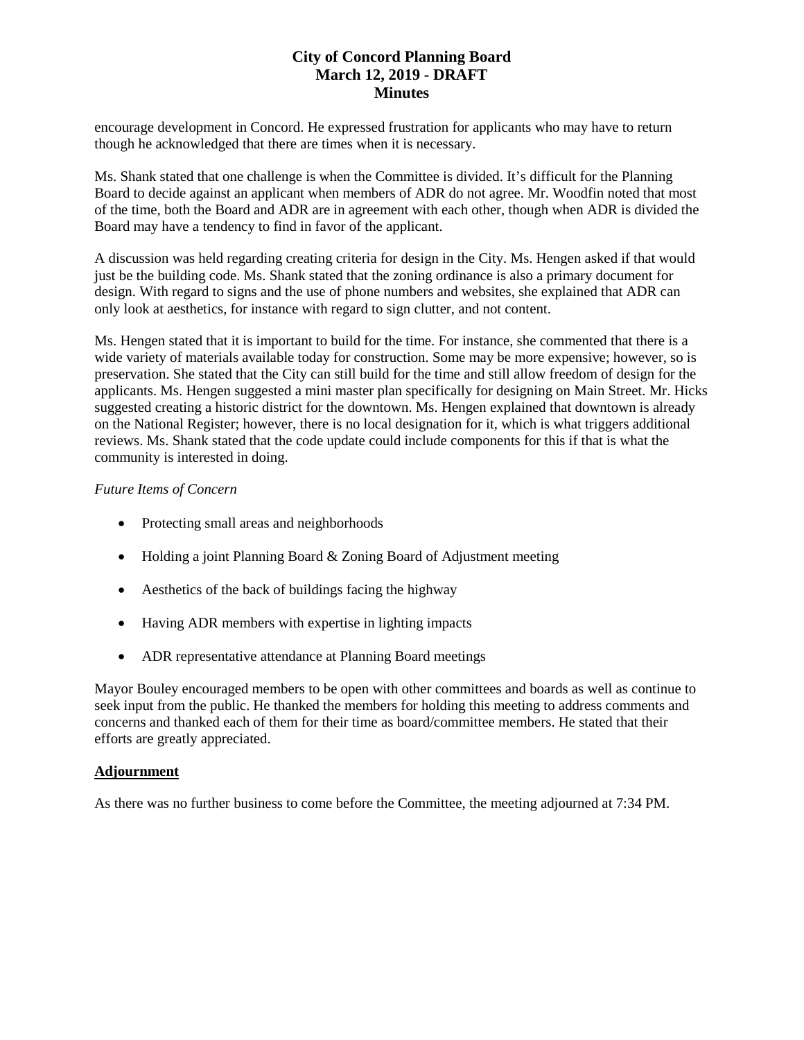encourage development in Concord. He expressed frustration for applicants who may have to return though he acknowledged that there are times when it is necessary.

Ms. Shank stated that one challenge is when the Committee is divided. It's difficult for the Planning Board to decide against an applicant when members of ADR do not agree. Mr. Woodfin noted that most of the time, both the Board and ADR are in agreement with each other, though when ADR is divided the Board may have a tendency to find in favor of the applicant.

A discussion was held regarding creating criteria for design in the City. Ms. Hengen asked if that would just be the building code. Ms. Shank stated that the zoning ordinance is also a primary document for design. With regard to signs and the use of phone numbers and websites, she explained that ADR can only look at aesthetics, for instance with regard to sign clutter, and not content.

Ms. Hengen stated that it is important to build for the time. For instance, she commented that there is a wide variety of materials available today for construction. Some may be more expensive; however, so is preservation. She stated that the City can still build for the time and still allow freedom of design for the applicants. Ms. Hengen suggested a mini master plan specifically for designing on Main Street. Mr. Hicks suggested creating a historic district for the downtown. Ms. Hengen explained that downtown is already on the National Register; however, there is no local designation for it, which is what triggers additional reviews. Ms. Shank stated that the code update could include components for this if that is what the community is interested in doing.

*Future Items of Concern*

- Protecting small areas and neighborhoods
- Holding a joint Planning Board & Zoning Board of Adjustment meeting
- Aesthetics of the back of buildings facing the highway
- Having ADR members with expertise in lighting impacts
- ADR representative attendance at Planning Board meetings

Mayor Bouley encouraged members to be open with other committees and boards as well as continue to seek input from the public. He thanked the members for holding this meeting to address comments and concerns and thanked each of them for their time as board/committee members. He stated that their efforts are greatly appreciated.

## Adjournment

As there was no further business to come before the Committee, the meeting adjourned at 7:34 PM.